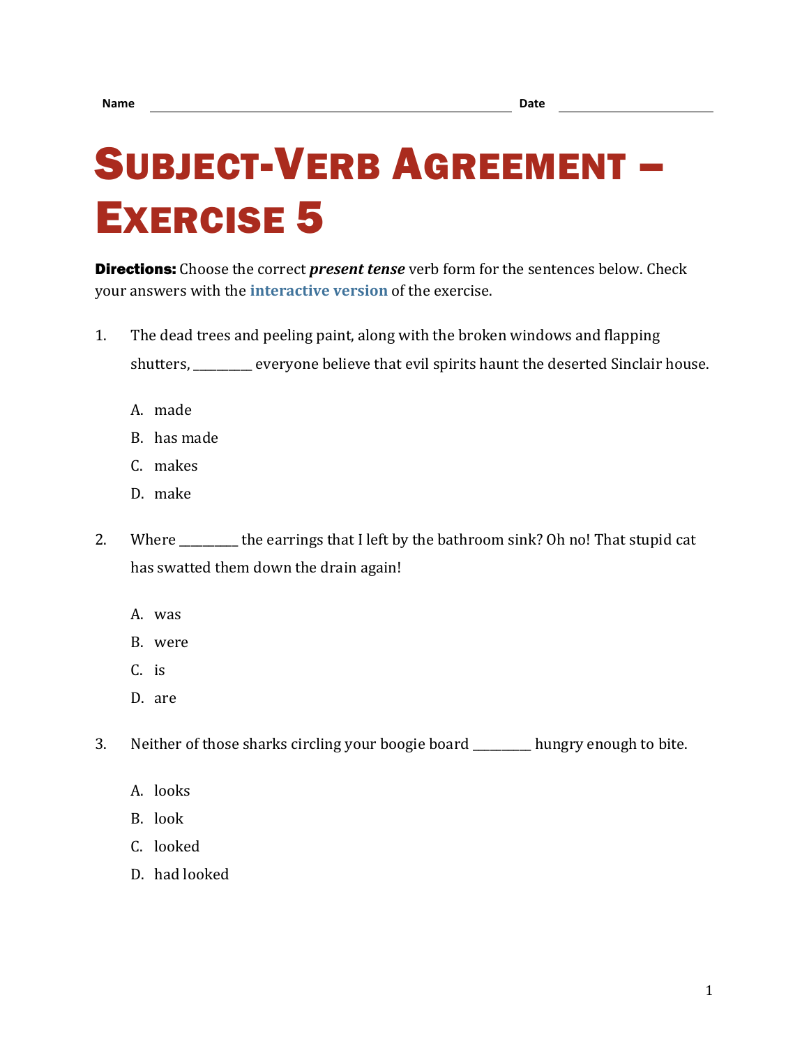Name ______________________________ Date ______________

# Subject-Verb Agreement – Exercise 5

**Directions:** Choose the correct ***present tense*** verb form for the sentences below. Check your answers with the **interactive version** of the exercise.

1. The dead trees and peeling paint, along with the broken windows and flapping shutters, _________ everyone believe that evil spirits haunt the deserted Sinclair house.

   A. made

   B. has made

   C. makes

   D. make

2. Where _________ the earrings that I left by the bathroom sink? Oh no! That stupid cat has swatted them down the drain again!

   A. was

   B. were

   C. is

   D. are

3. Neither of those sharks circling your boogie board _________ hungry enough to bite.

   A. looks

   B. look

   C. looked

   D. had looked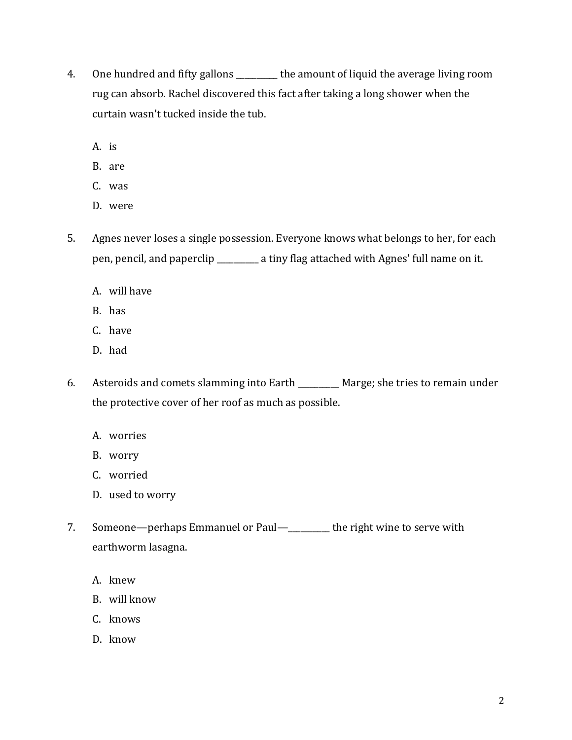4. One hundred and fifty gallons __________ the amount of liquid the average living room rug can absorb. Rachel discovered this fact after taking a long shower when the curtain wasn't tucked inside the tub.

   A. is
   B. are
   C. was
   D. were

5. Agnes never loses a single possession. Everyone knows what belongs to her, for each pen, pencil, and paperclip __________ a tiny flag attached with Agnes' full name on it.

   A. will have
   B. has
   C. have
   D. had

6. Asteroids and comets slamming into Earth __________ Marge; she tries to remain under the protective cover of her roof as much as possible.

   A. worries
   B. worry
   C. worried
   D. used to worry

7. Someone—perhaps Emmanuel or Paul—__________ the right wine to serve with earthworm lasagna.

   A. knew
   B. will know
   C. knows
   D. know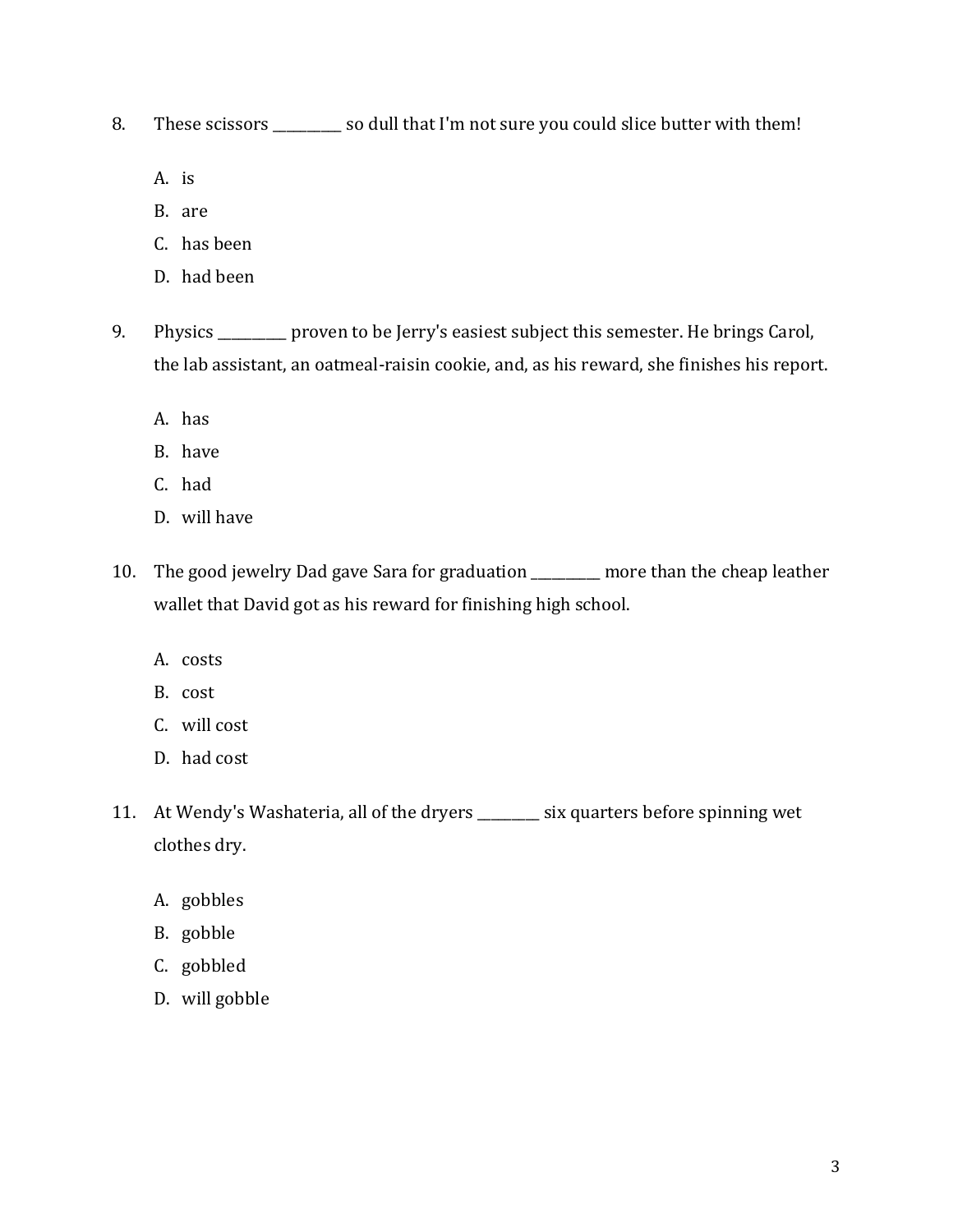8. These scissors __________ so dull that I'm not sure you could slice butter with them!

    A. is
    B. are
    C. has been
    D. had been

9. Physics __________ proven to be Jerry's easiest subject this semester. He brings Carol, the lab assistant, an oatmeal-raisin cookie, and, as his reward, she finishes his report.

    A. has
    B. have
    C. had
    D. will have

10. The good jewelry Dad gave Sara for graduation __________ more than the cheap leather wallet that David got as his reward for finishing high school.

    A. costs
    B. cost
    C. will cost
    D. had cost

11. At Wendy's Washateria, all of the dryers _________ six quarters before spinning wet clothes dry.

    A. gobbles
    B. gobble
    C. gobbled
    D. will gobble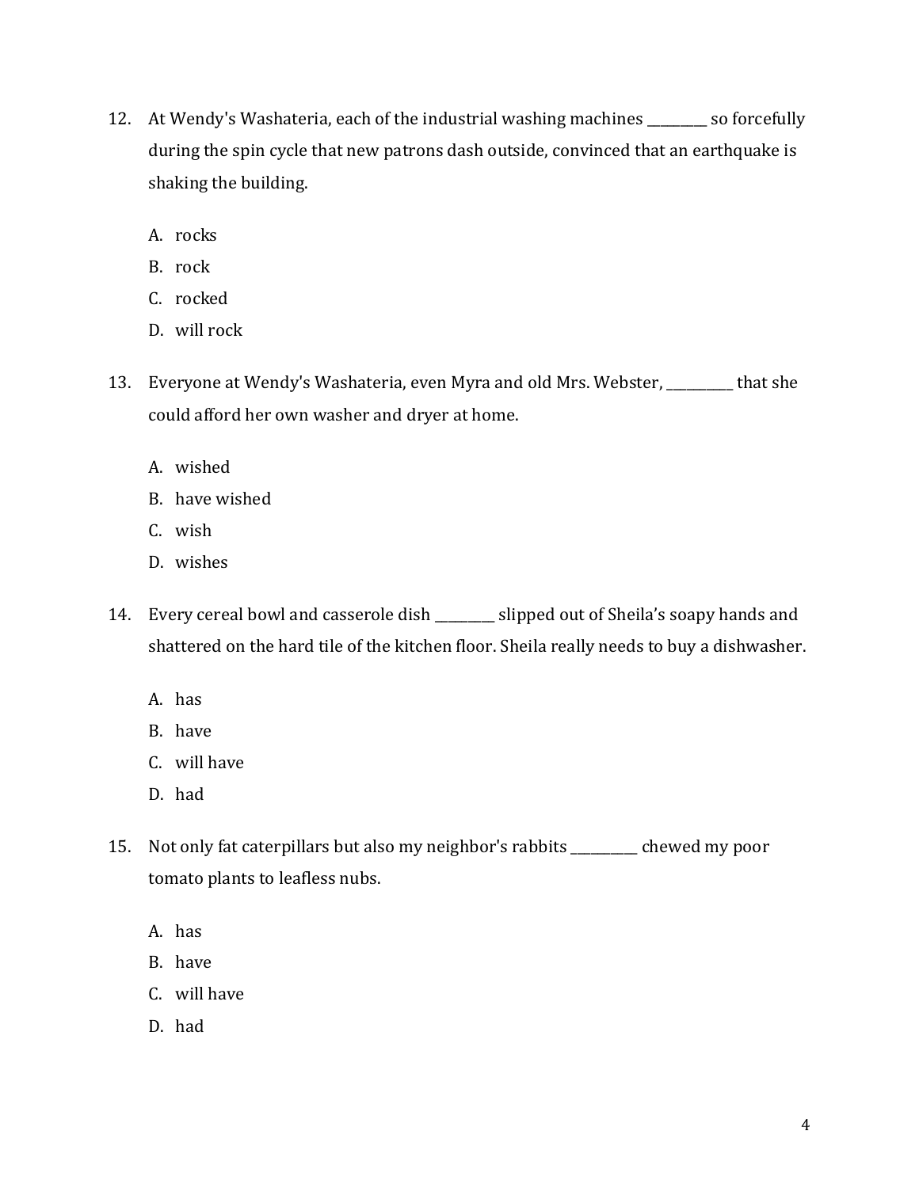12. At Wendy's Washateria, each of the industrial washing machines _________ so forcefully during the spin cycle that new patrons dash outside, convinced that an earthquake is shaking the building.

    A. rocks
    B. rock
    C. rocked
    D. will rock

13. Everyone at Wendy's Washateria, even Myra and old Mrs. Webster, __________ that she could afford her own washer and dryer at home.

    A. wished
    B. have wished
    C. wish
    D. wishes

14. Every cereal bowl and casserole dish _________ slipped out of Sheila's soapy hands and shattered on the hard tile of the kitchen floor. Sheila really needs to buy a dishwasher.

    A. has
    B. have
    C. will have
    D. had

15. Not only fat caterpillars but also my neighbor's rabbits __________ chewed my poor tomato plants to leafless nubs.

    A. has
    B. have
    C. will have
    D. had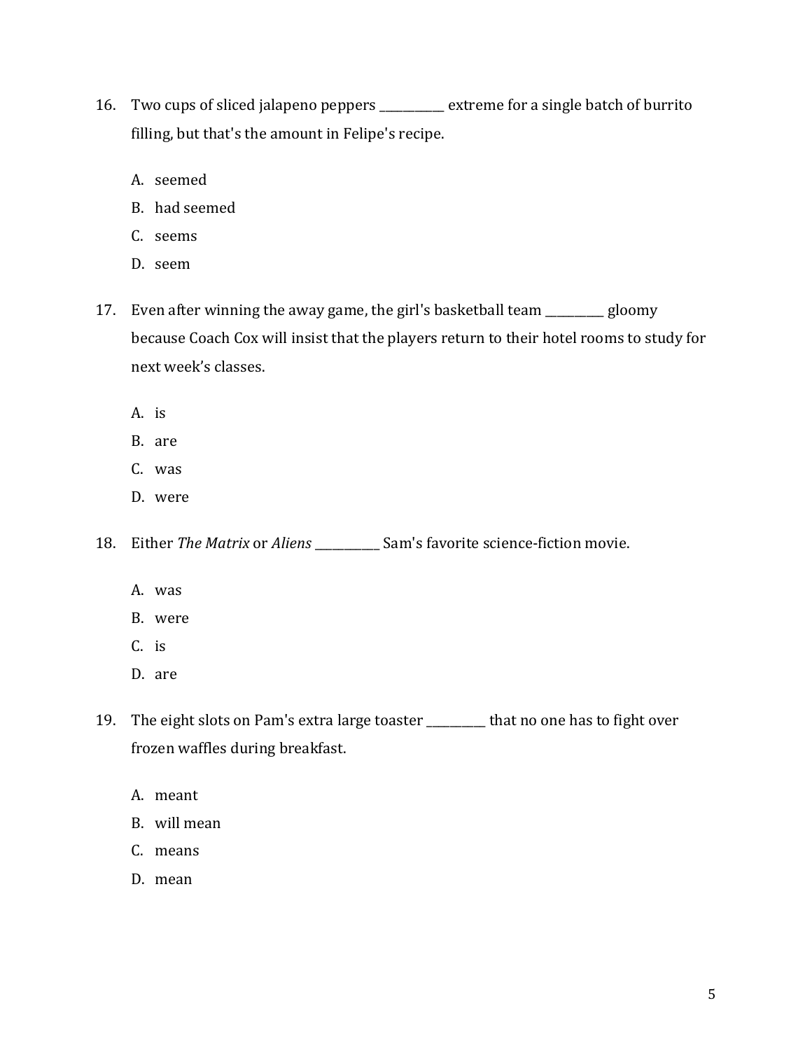16. Two cups of sliced jalapeno peppers ___________ extreme for a single batch of burrito filling, but that's the amount in Felipe's recipe.

    A. seemed
    B. had seemed
    C. seems
    D. seem

17. Even after winning the away game, the girl's basketball team __________ gloomy because Coach Cox will insist that the players return to their hotel rooms to study for next week's classes.

    A. is
    B. are
    C. was
    D. were

18. Either *The Matrix* or *Aliens* ___________ Sam's favorite science-fiction movie.

    A. was
    B. were
    C. is
    D. are

19. The eight slots on Pam's extra large toaster __________ that no one has to fight over frozen waffles during breakfast.

    A. meant
    B. will mean
    C. means
    D. mean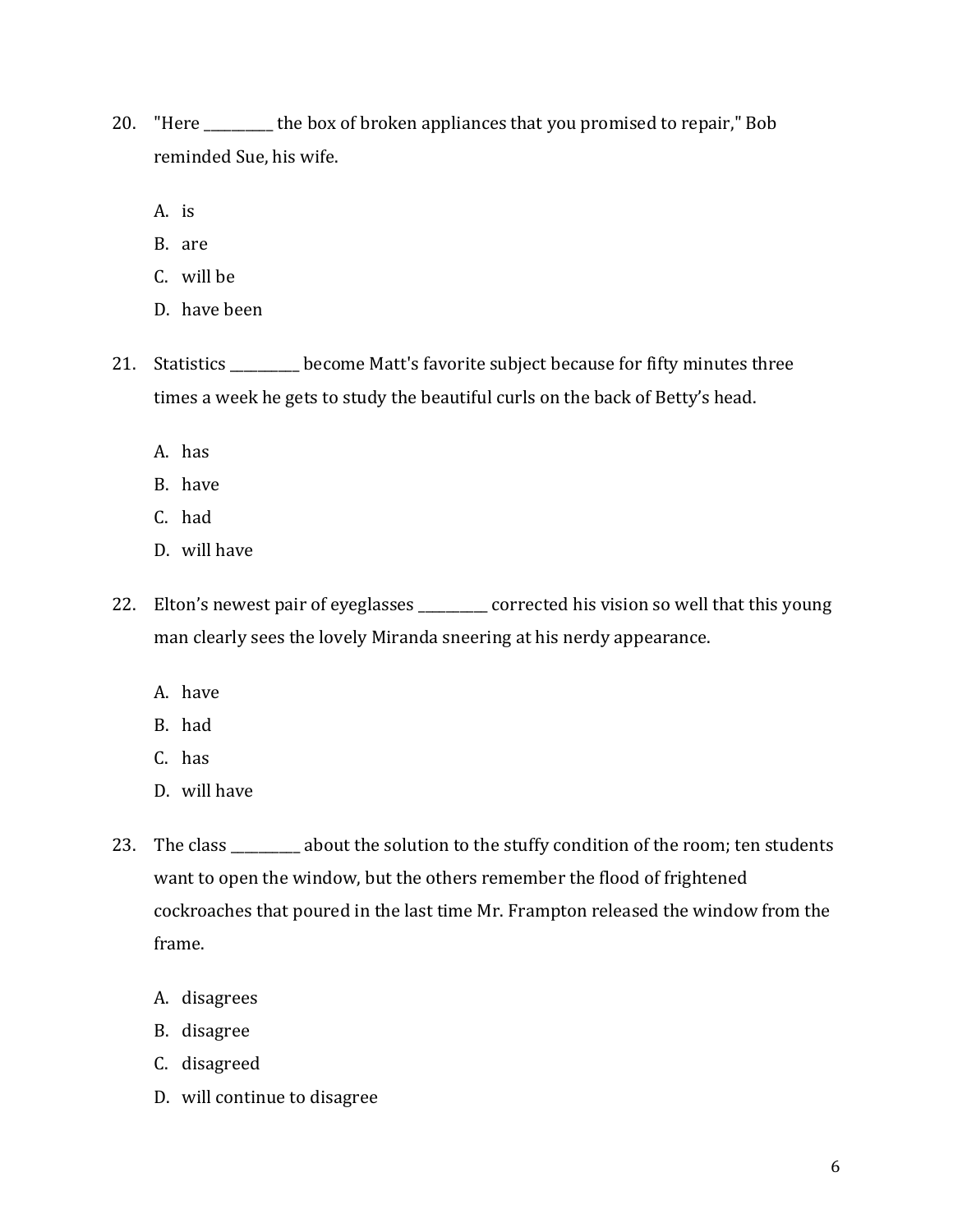20. "Here __________ the box of broken appliances that you promised to repair," Bob reminded Sue, his wife.

    A. is
    B. are
    C. will be
    D. have been

21. Statistics __________ become Matt's favorite subject because for fifty minutes three times a week he gets to study the beautiful curls on the back of Betty's head.

    A. has
    B. have
    C. had
    D. will have

22. Elton's newest pair of eyeglasses __________ corrected his vision so well that this young man clearly sees the lovely Miranda sneering at his nerdy appearance.

    A. have
    B. had
    C. has
    D. will have

23. The class __________ about the solution to the stuffy condition of the room; ten students want to open the window, but the others remember the flood of frightened cockroaches that poured in the last time Mr. Frampton released the window from the frame.

    A. disagrees
    B. disagree
    C. disagreed
    D. will continue to disagree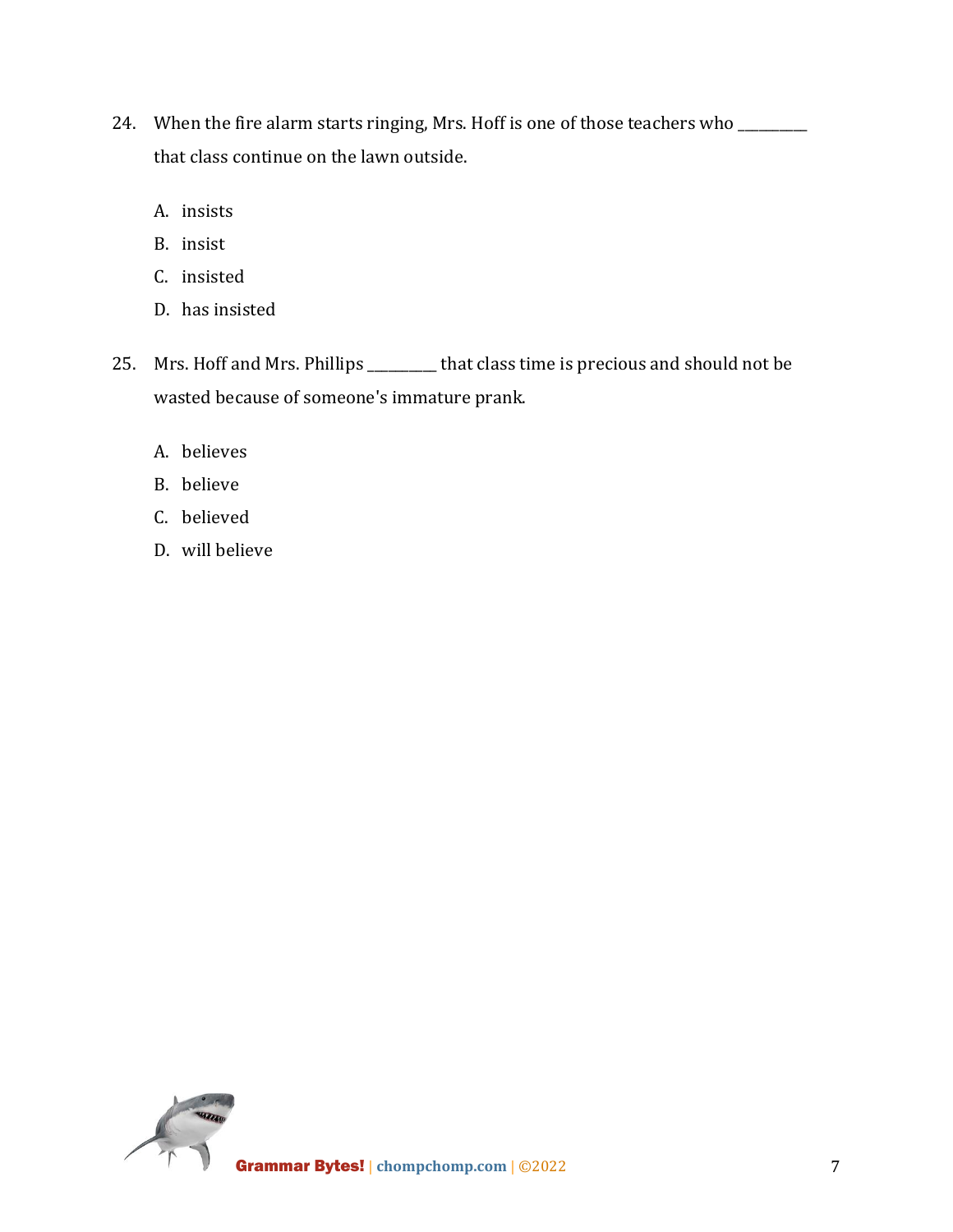24. When the fire alarm starts ringing, Mrs. Hoff is one of those teachers who __________ that class continue on the lawn outside.

    A. insists
    B. insist
    C. insisted
    D. has insisted

25. Mrs. Hoff and Mrs. Phillips __________ that class time is precious and should not be wasted because of someone's immature prank.

    A. believes
    B. believe
    C. believed
    D. will believe